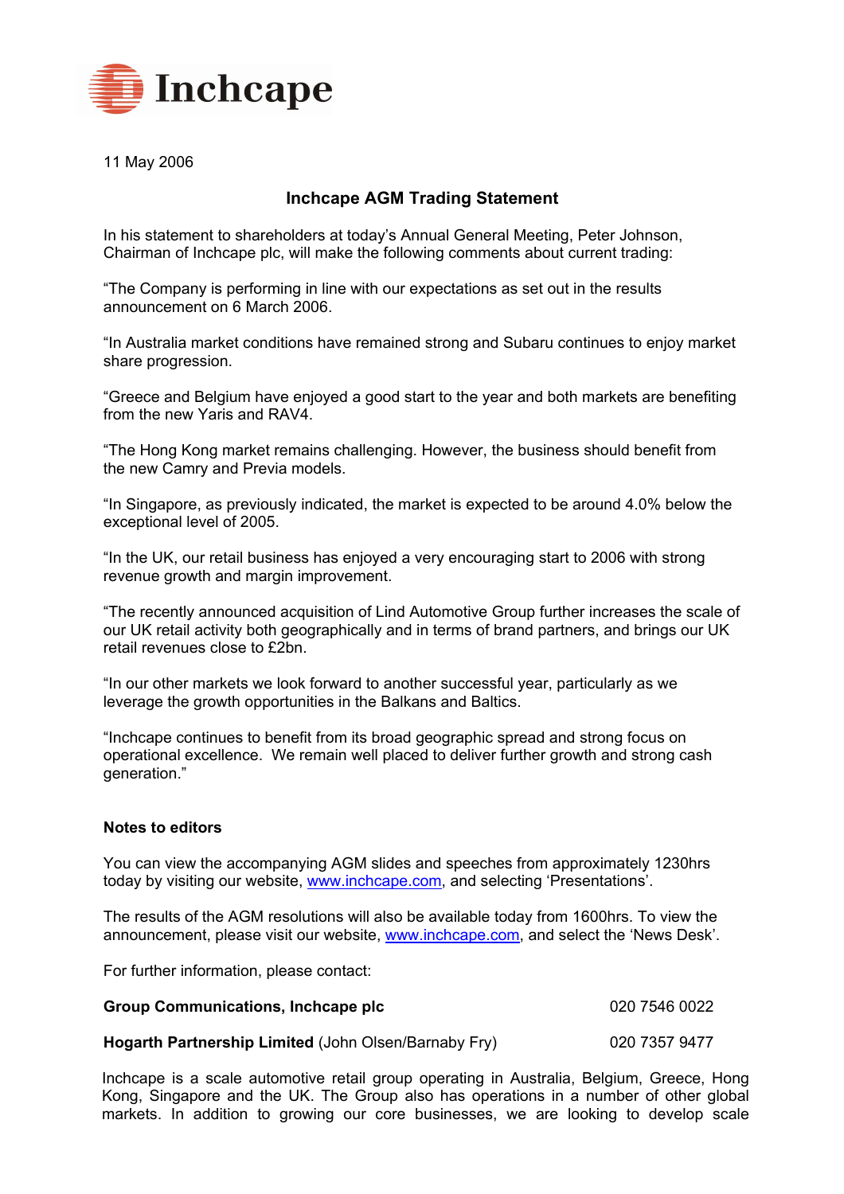Inchcape

11 May 2006

# Inchcape AGM Trading Statement

In his statement to shareholders at today's Annual General Meeting, Peter Johnson, Chairman of Inchcape plc, will make the following comments about current trading:

"The Company is performing in line with our expectations as set out in the results announcement on 6 March 2006.

"In Australia market conditions have remained strong and Subaru continues to enjoy market share progression.

"Greece and Belgium have enjoyed a good start to the year and both markets are benefiting from the new Yaris and RAV4.

"The Hong Kong market remains challenging. However, the business should benefit from the new Camry and Previa models.

"In Singapore, as previously indicated, the market is expected to be around 4.0% below the exceptional level of 2005.

"In the UK, our retail business has enjoyed a very encouraging start to 2006 with strong revenue growth and margin improvement.

"The recently announced acquisition of Lind Automotive Group further increases the scale of our UK retail activity both geographically and in terms of brand partners, and brings our UK retail revenues close to £2bn.

"In our other markets we look forward to another successful year, particularly as we leverage the growth opportunities in the Balkans and Baltics.

"Inchcape continues to benefit from its broad geographic spread and strong focus on operational excellence. We remain well placed to deliver further growth and strong cash generation."

**Notes to editors**

You can view the accompanying AGM slides and speeches from approximately 1230hrs today by visiting our website, www.inchcape.com, and selecting 'Presentations'.

The results of the AGM resolutions will also be available today from 1600hrs. To view the announcement, please visit our website, www.inchcape.com, and select the 'News Desk'.

For further information, please contact:

| | |
|---|---|
| **Group Communications, Inchcape plc** | 020 7546 0022 |
| **Hogarth Partnership Limited** (John Olsen/Barnaby Fry) | 020 7357 9477 |

Inchcape is a scale automotive retail group operating in Australia, Belgium, Greece, Hong Kong, Singapore and the UK. The Group also has operations in a number of other global markets. In addition to growing our core businesses, we are looking to develop scale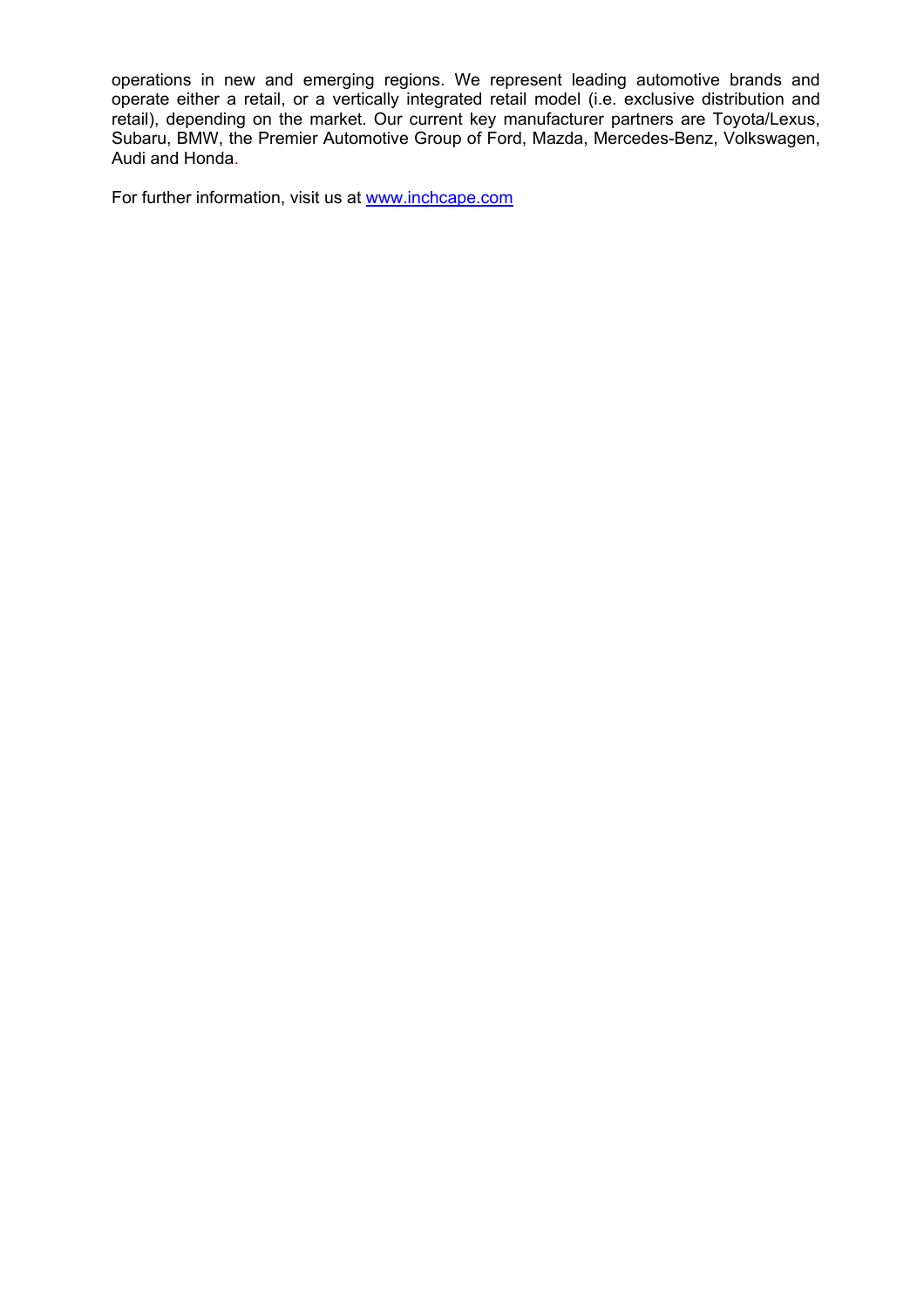operations in new and emerging regions. We represent leading automotive brands and operate either a retail, or a vertically integrated retail model (i.e. exclusive distribution and retail), depending on the market. Our current key manufacturer partners are Toyota/Lexus, Subaru, BMW, the Premier Automotive Group of Ford, Mazda, Mercedes-Benz, Volkswagen, Audi and Honda.

For further information, visit us at www.inchcape.com